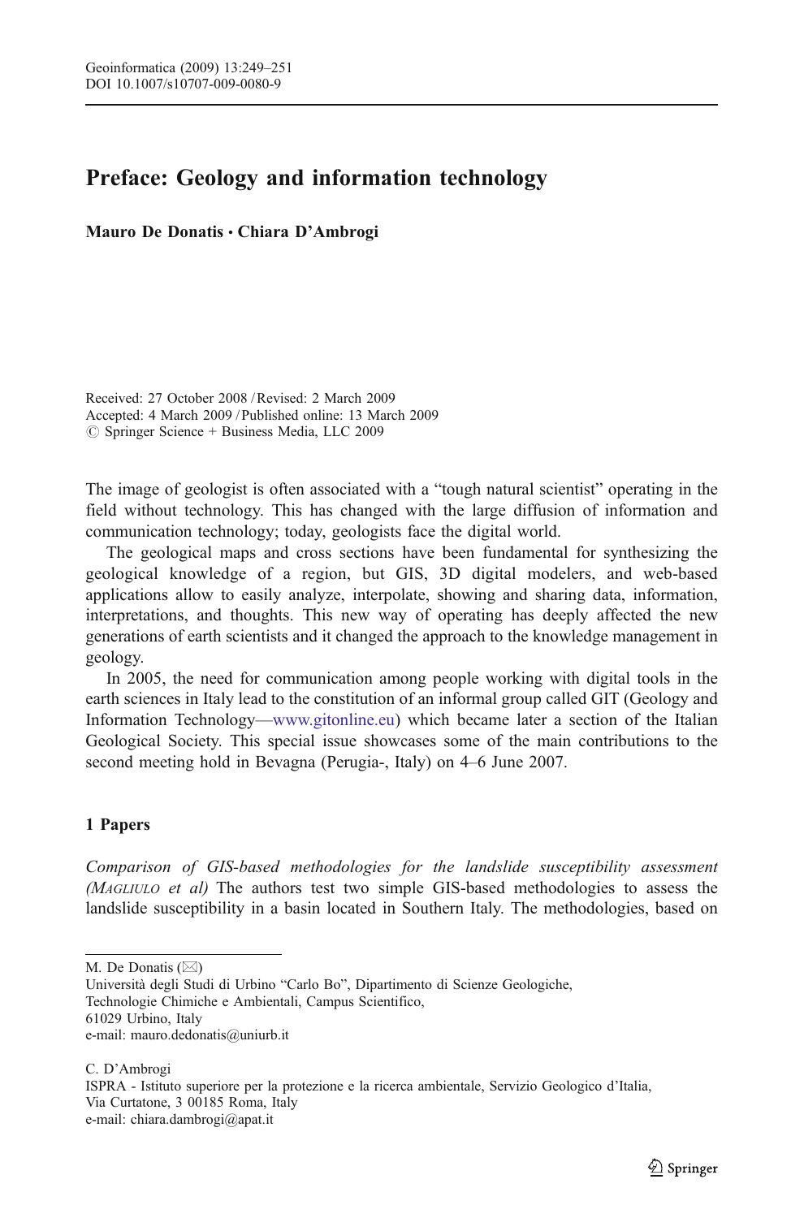# Preface: Geology and information technology

**Mauro De Donatis · Chiara D'Ambrogi**

Received: 27 October 2008 / Revised: 2 March 2009
Accepted: 4 March 2009 / Published online: 13 March 2009
© Springer Science + Business Media, LLC 2009

The image of geologist is often associated with a "tough natural scientist" operating in the field without technology. This has changed with the large diffusion of information and communication technology; today, geologists face the digital world.

The geological maps and cross sections have been fundamental for synthesizing the geological knowledge of a region, but GIS, 3D digital modelers, and web-based applications allow to easily analyze, interpolate, showing and sharing data, information, interpretations, and thoughts. This new way of operating has deeply affected the new generations of earth scientists and it changed the approach to the knowledge management in geology.

In 2005, the need for communication among people working with digital tools in the earth sciences in Italy lead to the constitution of an informal group called GIT (Geology and Information Technology—www.gitonline.eu) which became later a section of the Italian Geological Society. This special issue showcases some of the main contributions to the second meeting hold in Bevagna (Perugia-, Italy) on 4–6 June 2007.

## 1 Papers

*Comparison of GIS-based methodologies for the landslide susceptibility assessment (Magliulo et al)* The authors test two simple GIS-based methodologies to assess the landslide susceptibility in a basin located in Southern Italy. The methodologies, based on

---

M. De Donatis (✉)
Università degli Studi di Urbino "Carlo Bo", Dipartimento di Scienze Geologiche, Technologie Chimiche e Ambientali, Campus Scientifico, 61029 Urbino, Italy
e-mail: mauro.dedonatis@uniurb.it

C. D'Ambrogi
ISPRA - Istituto superiore per la protezione e la ricerca ambientale, Servizio Geologico d'Italia, Via Curtatone, 3 00185 Roma, Italy
e-mail: chiara.dambrogi@apat.it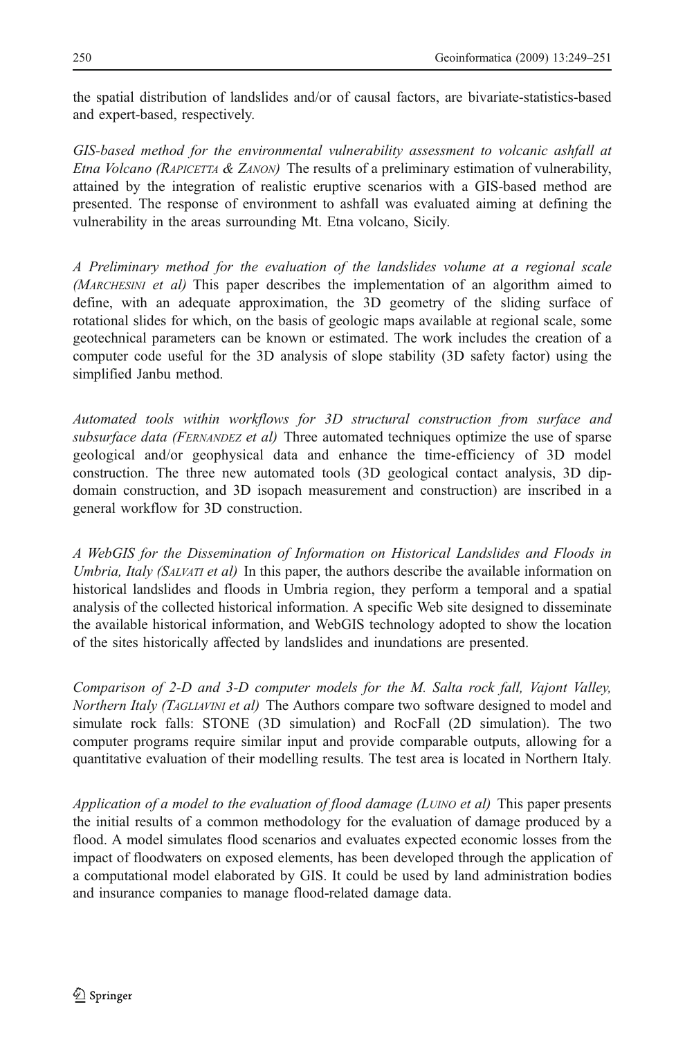the spatial distribution of landslides and/or of causal factors, are bivariate-statistics-based and expert-based, respectively.

*GIS-based method for the environmental vulnerability assessment to volcanic ashfall at Etna Volcano (Rapicetta & Zanon)* The results of a preliminary estimation of vulnerability, attained by the integration of realistic eruptive scenarios with a GIS-based method are presented. The response of environment to ashfall was evaluated aiming at defining the vulnerability in the areas surrounding Mt. Etna volcano, Sicily.

*A Preliminary method for the evaluation of the landslides volume at a regional scale (Marchesini et al)* This paper describes the implementation of an algorithm aimed to define, with an adequate approximation, the 3D geometry of the sliding surface of rotational slides for which, on the basis of geologic maps available at regional scale, some geotechnical parameters can be known or estimated. The work includes the creation of a computer code useful for the 3D analysis of slope stability (3D safety factor) using the simplified Janbu method.

*Automated tools within workflows for 3D structural construction from surface and subsurface data (Fernandez et al)* Three automated techniques optimize the use of sparse geological and/or geophysical data and enhance the time-efficiency of 3D model construction. The three new automated tools (3D geological contact analysis, 3D dip-domain construction, and 3D isopach measurement and construction) are inscribed in a general workflow for 3D construction.

*A WebGIS for the Dissemination of Information on Historical Landslides and Floods in Umbria, Italy (Salvati et al)* In this paper, the authors describe the available information on historical landslides and floods in Umbria region, they perform a temporal and a spatial analysis of the collected historical information. A specific Web site designed to disseminate the available historical information, and WebGIS technology adopted to show the location of the sites historically affected by landslides and inundations are presented.

*Comparison of 2-D and 3-D computer models for the M. Salta rock fall, Vajont Valley, Northern Italy (Tagliavini et al)* The Authors compare two software designed to model and simulate rock falls: STONE (3D simulation) and RocFall (2D simulation). The two computer programs require similar input and provide comparable outputs, allowing for a quantitative evaluation of their modelling results. The test area is located in Northern Italy.

*Application of a model to the evaluation of flood damage (Luino et al)* This paper presents the initial results of a common methodology for the evaluation of damage produced by a flood. A model simulates flood scenarios and evaluates expected economic losses from the impact of floodwaters on exposed elements, has been developed through the application of a computational model elaborated by GIS. It could be used by land administration bodies and insurance companies to manage flood-related damage data.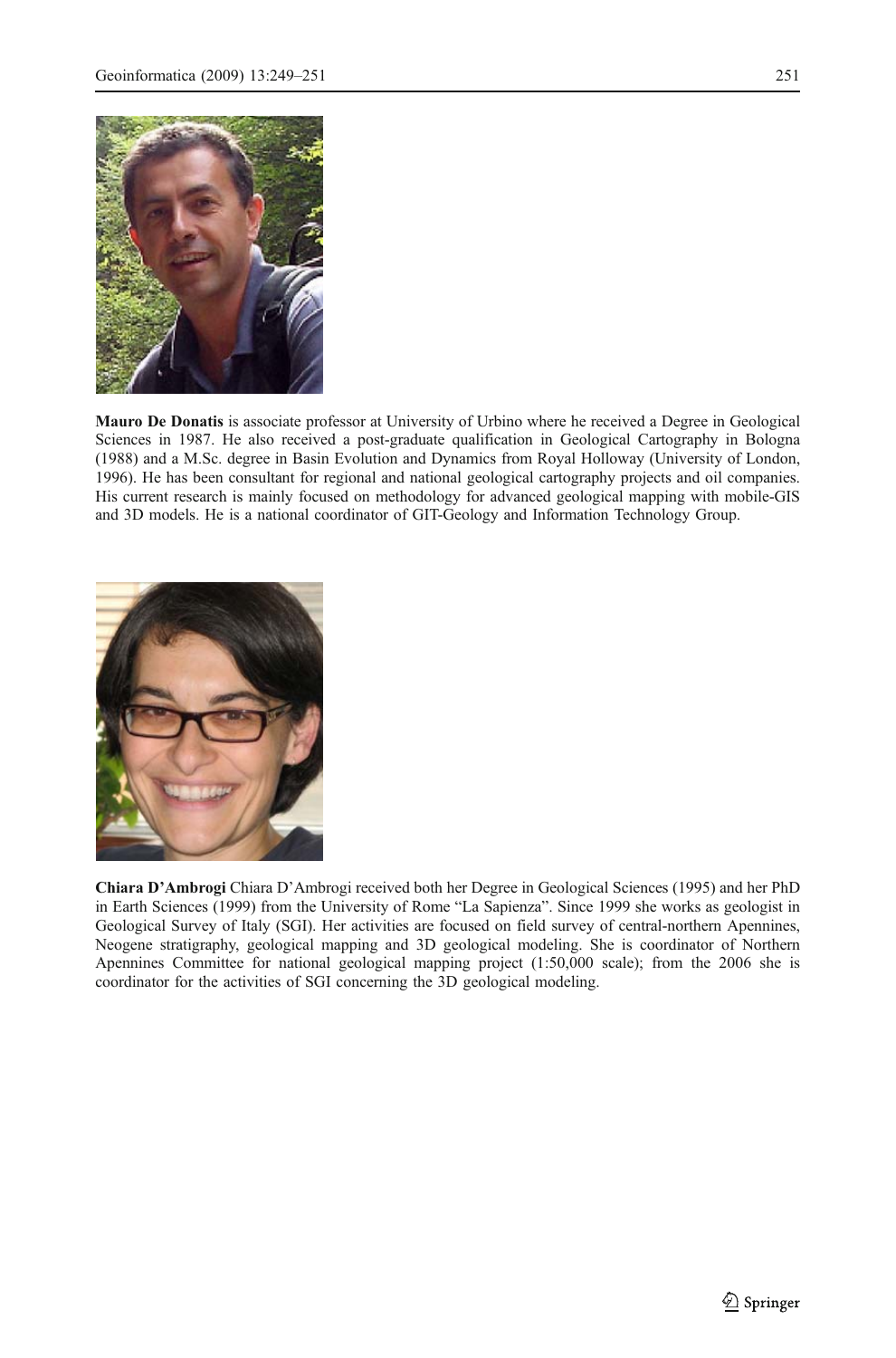**Mauro De Donatis** is associate professor at University of Urbino where he received a Degree in Geological Sciences in 1987. He also received a post-graduate qualification in Geological Cartography in Bologna (1988) and a M.Sc. degree in Basin Evolution and Dynamics from Royal Holloway (University of London, 1996). He has been consultant for regional and national geological cartography projects and oil companies. His current research is mainly focused on methodology for advanced geological mapping with mobile-GIS and 3D models. He is a national coordinator of GIT-Geology and Information Technology Group.

**Chiara D'Ambrogi** Chiara D'Ambrogi received both her Degree in Geological Sciences (1995) and her PhD in Earth Sciences (1999) from the University of Rome "La Sapienza". Since 1999 she works as geologist in Geological Survey of Italy (SGI). Her activities are focused on field survey of central-northern Apennines, Neogene stratigraphy, geological mapping and 3D geological modeling. She is coordinator of Northern Apennines Committee for national geological mapping project (1:50,000 scale); from the 2006 she is coordinator for the activities of SGI concerning the 3D geological modeling.